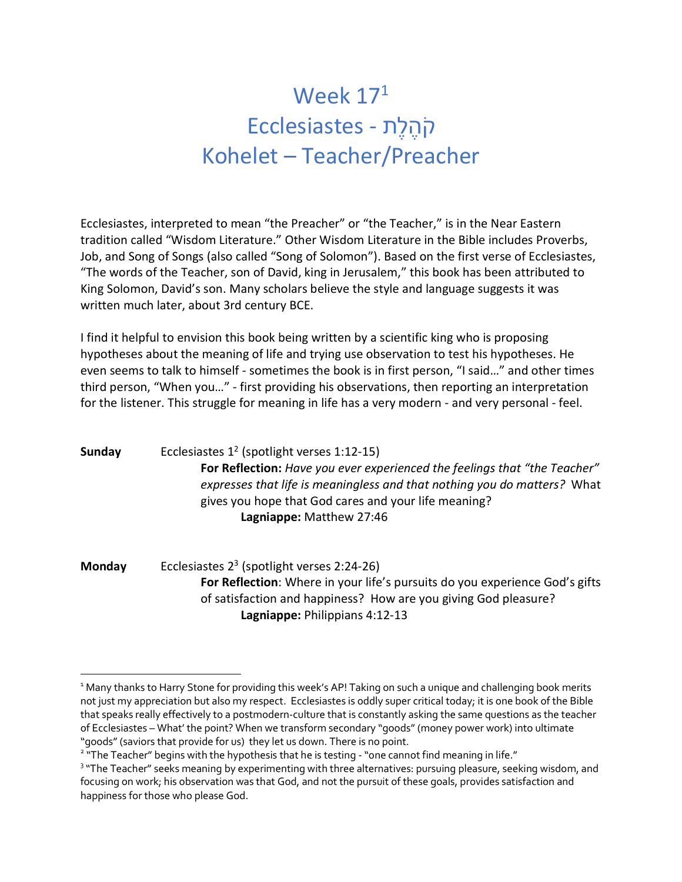# Week 17[1]
# Ecclesiastes - קֹהֶלֶת
# Kohelet – Teacher/Preacher

Ecclesiastes, interpreted to mean "the Preacher" or "the Teacher," is in the Near Eastern tradition called "Wisdom Literature." Other Wisdom Literature in the Bible includes Proverbs, Job, and Song of Songs (also called "Song of Solomon"). Based on the first verse of Ecclesiastes, "The words of the Teacher, son of David, king in Jerusalem," this book has been attributed to King Solomon, David's son. Many scholars believe the style and language suggests it was written much later, about 3rd century BCE.

I find it helpful to envision this book being written by a scientific king who is proposing hypotheses about the meaning of life and trying use observation to test his hypotheses. He even seems to talk to himself - sometimes the book is in first person, "I said…" and other times third person, "When you…" - first providing his observations, then reporting an interpretation for the listener. This struggle for meaning in life has a very modern - and very personal - feel.

**Sunday** Ecclesiastes 1[2] (spotlight verses 1:12-15)

**For Reflection:** *Have you ever experienced the feelings that "the Teacher" expresses that life is meaningless and that nothing you do matters?* What gives you hope that God cares and your life meaning?

**Lagniappe:** Matthew 27:46

**Monday** Ecclesiastes 2[3] (spotlight verses 2:24-26)

**For Reflection**: Where in your life's pursuits do you experience God's gifts of satisfaction and happiness? How are you giving God pleasure?

**Lagniappe:** Philippians 4:12-13

---

[1] Many thanks to Harry Stone for providing this week's AP! Taking on such a unique and challenging book merits not just my appreciation but also my respect. Ecclesiastes is oddly super critical today; it is one book of the Bible that speaks really effectively to a postmodern-culture that is constantly asking the same questions as the teacher of Ecclesiastes – What' the point? When we transform secondary "goods" (money power work) into ultimate "goods" (saviors that provide for us) they let us down. There is no point.

[2] "The Teacher" begins with the hypothesis that he is testing - "one cannot find meaning in life."

[3] "The Teacher" seeks meaning by experimenting with three alternatives: pursuing pleasure, seeking wisdom, and focusing on work; his observation was that God, and not the pursuit of these goals, provides satisfaction and happiness for those who please God.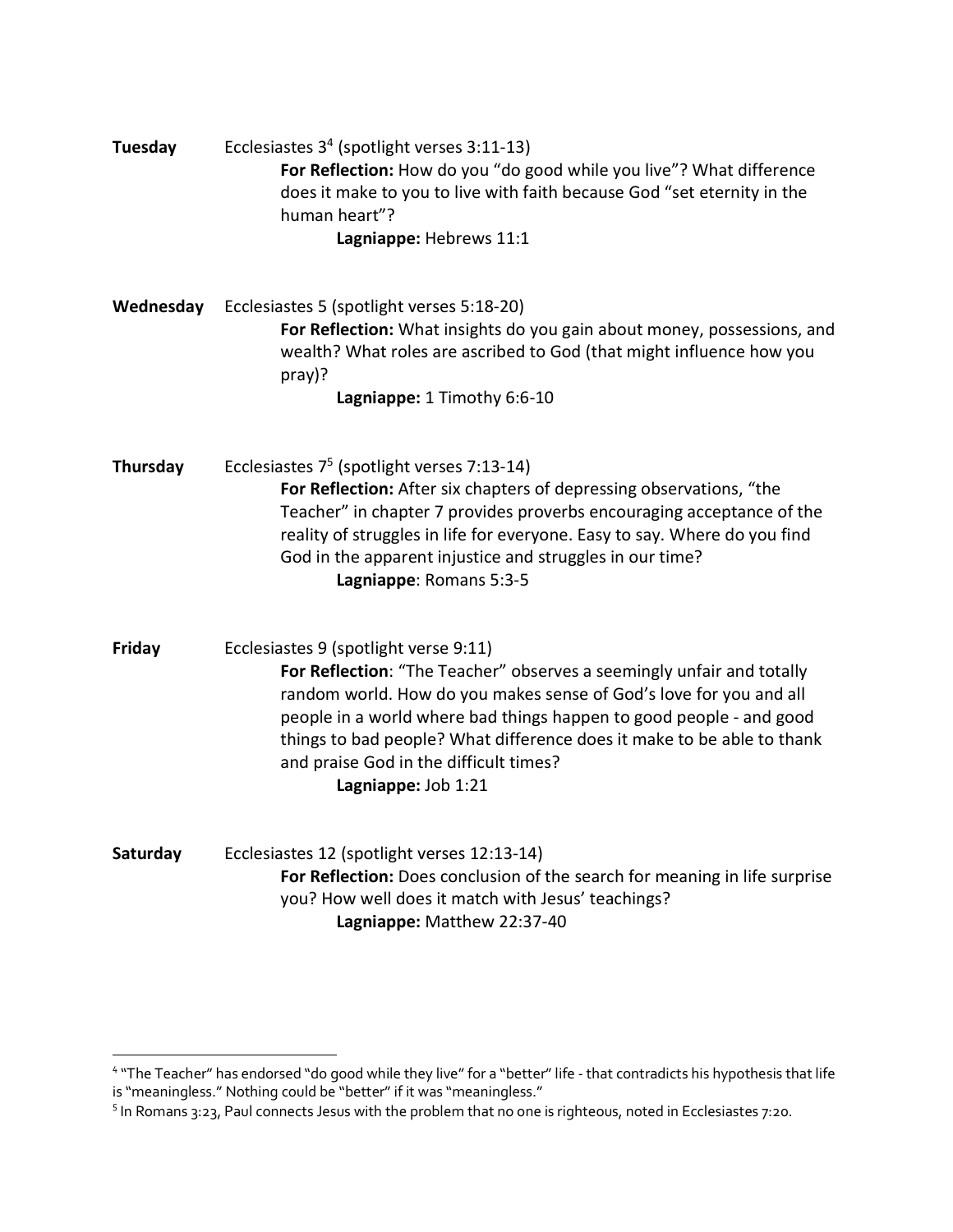**Tuesday** Ecclesiastes 3[4] (spotlight verses 3:11-13)

**For Reflection:** How do you "do good while you live"? What difference does it make to you to live with faith because God "set eternity in the human heart"?

**Lagniappe:** Hebrews 11:1

**Wednesday** Ecclesiastes 5 (spotlight verses 5:18-20)

**For Reflection:** What insights do you gain about money, possessions, and wealth? What roles are ascribed to God (that might influence how you pray)?

**Lagniappe:** 1 Timothy 6:6-10

**Thursday** Ecclesiastes 7[5] (spotlight verses 7:13-14)

**For Reflection:** After six chapters of depressing observations, "the Teacher" in chapter 7 provides proverbs encouraging acceptance of the reality of struggles in life for everyone. Easy to say. Where do you find God in the apparent injustice and struggles in our time?

**Lagniappe**: Romans 5:3-5

**Friday** Ecclesiastes 9 (spotlight verse 9:11)

**For Reflection**: "The Teacher" observes a seemingly unfair and totally random world. How do you makes sense of God's love for you and all people in a world where bad things happen to good people - and good things to bad people? What difference does it make to be able to thank and praise God in the difficult times?

**Lagniappe:** Job 1:21

**Saturday** Ecclesiastes 12 (spotlight verses 12:13-14)

**For Reflection:** Does conclusion of the search for meaning in life surprise you? How well does it match with Jesus' teachings?

**Lagniappe:** Matthew 22:37-40

---

[4] "The Teacher" has endorsed "do good while they live" for a "better" life - that contradicts his hypothesis that life is "meaningless." Nothing could be "better" if it was "meaningless."

[5] In Romans 3:23, Paul connects Jesus with the problem that no one is righteous, noted in Ecclesiastes 7:20.